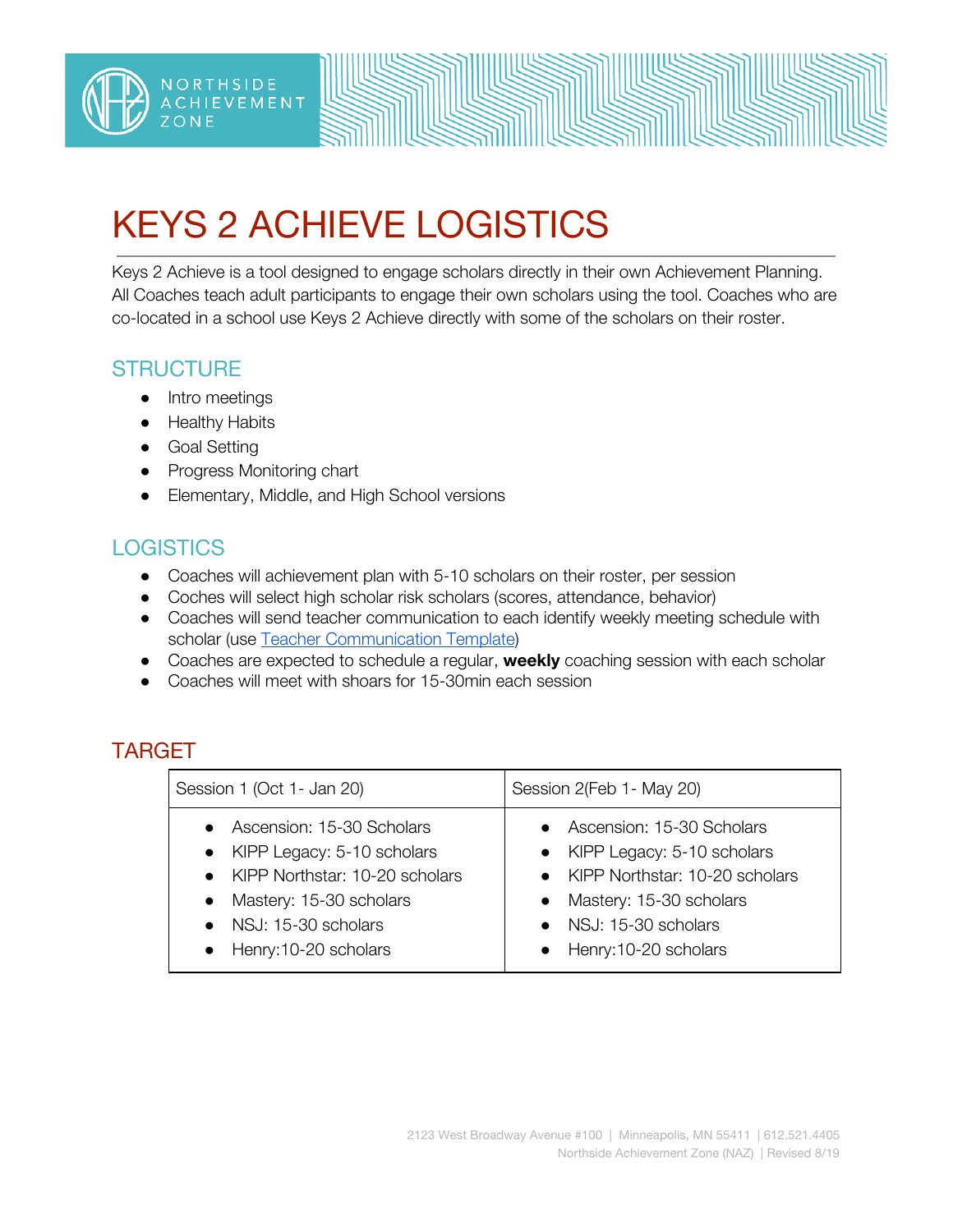# KEYS 2 ACHIEVE LOGISTICS

Keys 2 Achieve is a tool designed to engage scholars directly in their own Achievement Planning. All Coaches teach adult participants to engage their own scholars using the tool. Coaches who are co-located in a school use Keys 2 Achieve directly with some of the scholars on their roster.

## STRUCTURE

- Intro meetings
- Healthy Habits
- Goal Setting
- Progress Monitoring chart
- Elementary, Middle, and High School versions

## LOGISTICS

- Coaches will achievement plan with 5-10 scholars on their roster, per session
- Coches will select high scholar risk scholars (scores, attendance, behavior)
- Coaches will send teacher communication to each identify weekly meeting schedule with scholar (use Teacher Communication Template)
- Coaches are expected to schedule a regular, **weekly** coaching session with each scholar
- Coaches will meet with shoars for 15-30min each session

## TARGET

| Session 1 (Oct 1- Jan 20) | Session 2(Feb 1- May 20) |
|---|---|
| • Ascension: 15-30 Scholars<br>• KIPP Legacy: 5-10 scholars<br>• KIPP Northstar: 10-20 scholars<br>• Mastery: 15-30 scholars<br>• NSJ: 15-30 scholars<br>• Henry:10-20 scholars | • Ascension: 15-30 Scholars<br>• KIPP Legacy: 5-10 scholars<br>• KIPP Northstar: 10-20 scholars<br>• Mastery: 15-30 scholars<br>• NSJ: 15-30 scholars<br>• Henry:10-20 scholars |

2123 West Broadway Avenue #100 | Minneapolis, MN 55411 | 612.521.4405
Northside Achievement Zone (NAZ) | Revised 8/19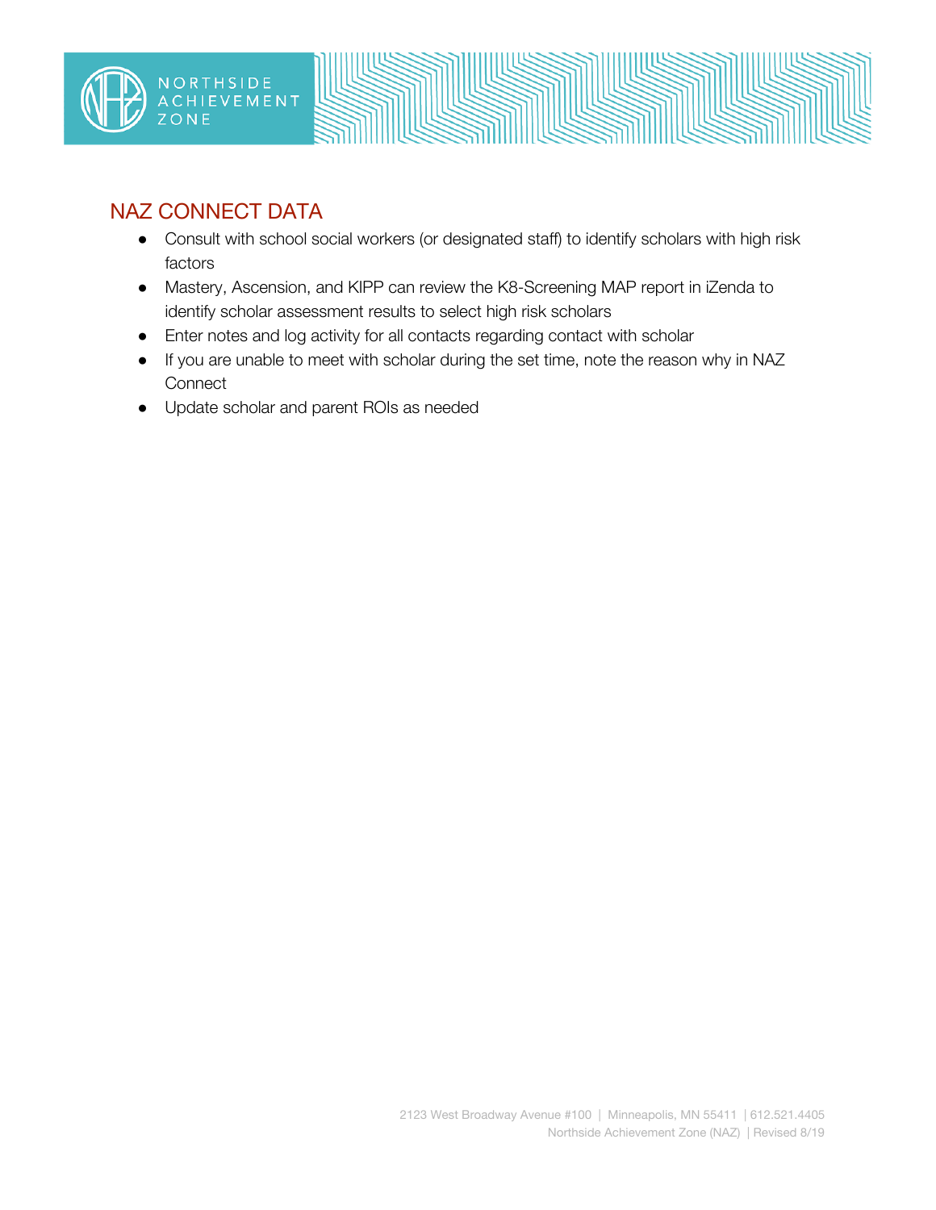## NAZ CONNECT DATA

- Consult with school social workers (or designated staff) to identify scholars with high risk factors
- Mastery, Ascension, and KIPP can review the K8-Screening MAP report in iZenda to identify scholar assessment results to select high risk scholars
- Enter notes and log activity for all contacts regarding contact with scholar
- If you are unable to meet with scholar during the set time, note the reason why in NAZ Connect
- Update scholar and parent ROIs as needed